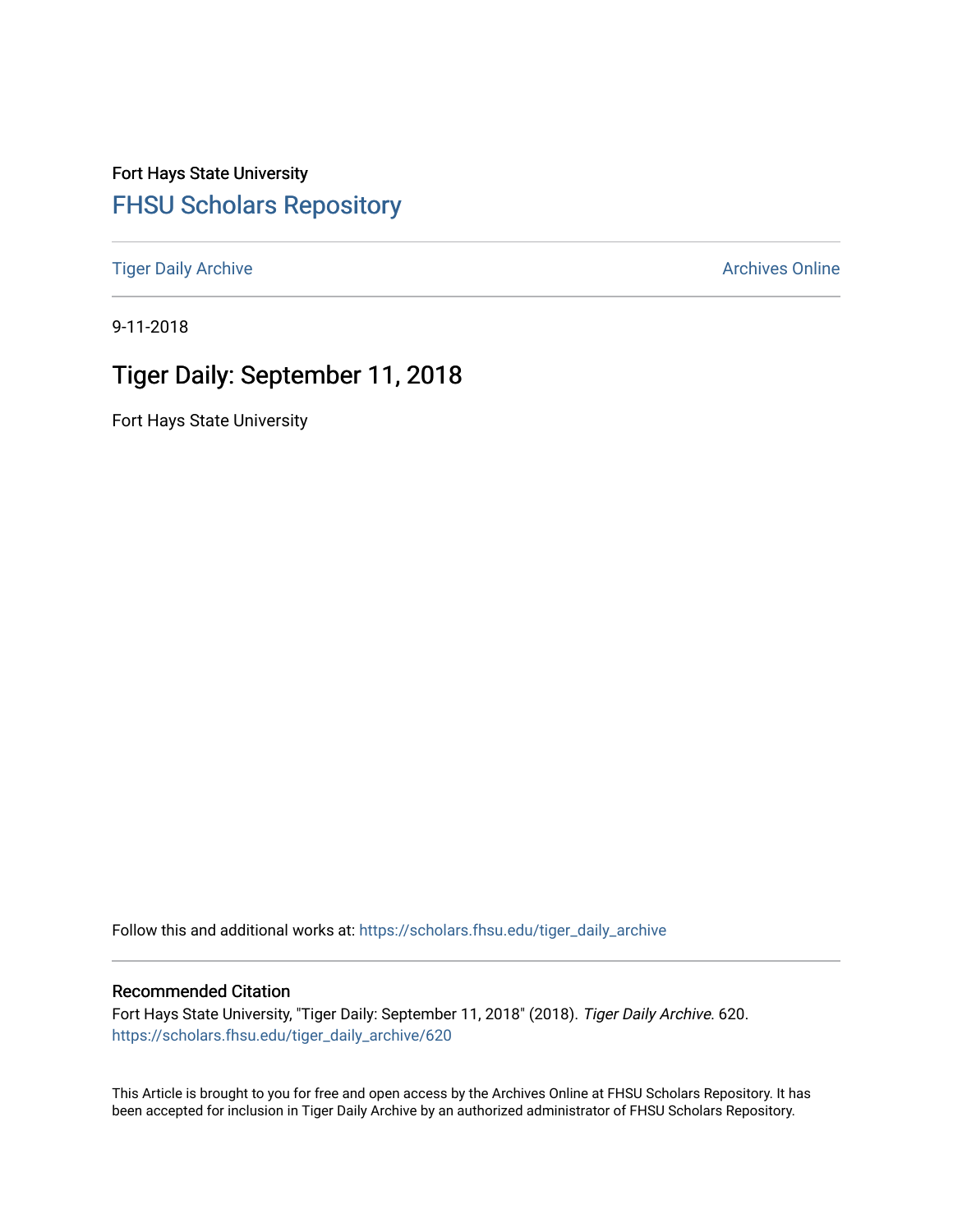Fort Hays State University

# FHSU Scholars Repository

Tiger Daily Archive | Archives Online

9-11-2018

## Tiger Daily: September 11, 2018

Fort Hays State University

Follow this and additional works at: https://scholars.fhsu.edu/tiger_daily_archive

### Recommended Citation

Fort Hays State University, "Tiger Daily: September 11, 2018" (2018). *Tiger Daily Archive*. 620.
https://scholars.fhsu.edu/tiger_daily_archive/620

This Article is brought to you for free and open access by the Archives Online at FHSU Scholars Repository. It has been accepted for inclusion in Tiger Daily Archive by an authorized administrator of FHSU Scholars Repository.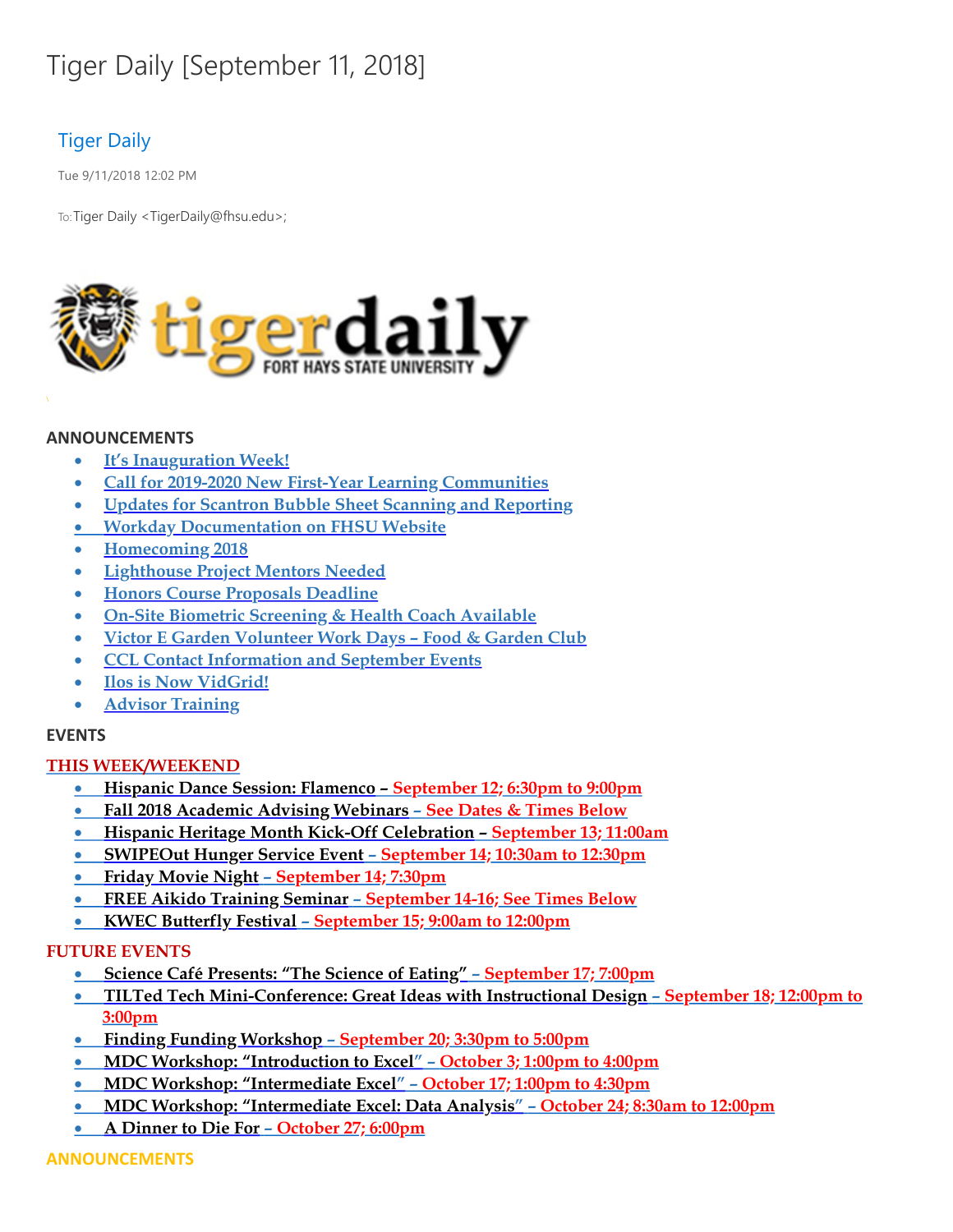# Tiger Daily [September 11, 2018]

## Tiger Daily

Tue 9/11/2018 12:02 PM

To: Tiger Daily <TigerDaily@fhsu.edu>;

tigerdaily FORT HAYS STATE UNIVERSITY

### ANNOUNCEMENTS

- It's Inauguration Week!
- Call for 2019-2020 New First-Year Learning Communities
- Updates for Scantron Bubble Sheet Scanning and Reporting
- Workday Documentation on FHSU Website
- Homecoming 2018
- Lighthouse Project Mentors Needed
- Honors Course Proposals Deadline
- On-Site Biometric Screening & Health Coach Available
- Victor E Garden Volunteer Work Days – Food & Garden Club
- CCL Contact Information and September Events
- Ilos is Now VidGrid!
- Advisor Training

### EVENTS

**THIS WEEK/WEEKEND**

- Hispanic Dance Session: Flamenco – September 12; 6:30pm to 9:00pm
- Fall 2018 Academic Advising Webinars – See Dates & Times Below
- Hispanic Heritage Month Kick-Off Celebration – September 13; 11:00am
- SWIPEOut Hunger Service Event – September 14; 10:30am to 12:30pm
- Friday Movie Night – September 14; 7:30pm
- FREE Aikido Training Seminar – September 14-16; See Times Below
- KWEC Butterfly Festival – September 15; 9:00am to 12:00pm

**FUTURE EVENTS**

- Science Café Presents: "The Science of Eating" – September 17; 7:00pm
- TILTed Tech Mini-Conference: Great Ideas with Instructional Design – September 18; 12:00pm to 3:00pm
- Finding Funding Workshop – September 20; 3:30pm to 5:00pm
- MDC Workshop: "Introduction to Excel" – October 3; 1:00pm to 4:00pm
- MDC Workshop: "Intermediate Excel" – October 17; 1:00pm to 4:30pm
- MDC Workshop: "Intermediate Excel: Data Analysis" – October 24; 8:30am to 12:00pm
- A Dinner to Die For – October 27; 6:00pm

### ANNOUNCEMENTS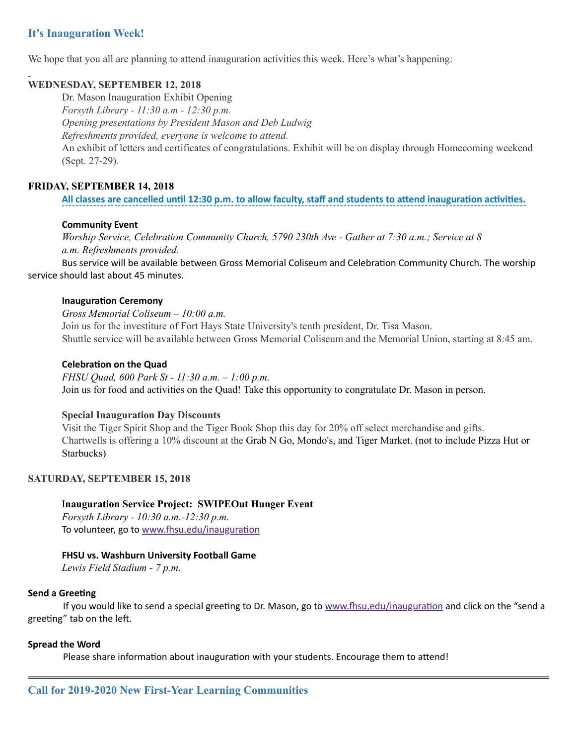## It's Inauguration Week!

We hope that you all are planning to attend inauguration activities this week. Here's what's happening:

**WEDNESDAY, SEPTEMBER 12, 2018**

Dr. Mason Inauguration Exhibit Opening
*Forsyth Library - 11:30 a.m - 12:30 p.m.*
*Opening presentations by President Mason and Deb Ludwig*
*Refreshments provided, everyone is welcome to attend.*
An exhibit of letters and certificates of congratulations. Exhibit will be on display through Homecoming weekend (Sept. 27-29).

**FRIDAY, SEPTEMBER 14, 2018**

**All classes are cancelled until 12:30 p.m. to allow faculty, staff and students to attend inauguration activities.**

**Community Event**
*Worship Service, Celebration Community Church, 5790 230th Ave - Gather at 7:30 a.m.; Service at 8 a.m. Refreshments provided.*
Bus service will be available between Gross Memorial Coliseum and Celebration Community Church. The worship service should last about 45 minutes.

**Inauguration Ceremony**
*Gross Memorial Coliseum – 10:00 a.m.*
Join us for the investiture of Fort Hays State University's tenth president, Dr. Tisa Mason.
Shuttle service will be available between Gross Memorial Coliseum and the Memorial Union, starting at 8:45 am.

**Celebration on the Quad**
*FHSU Quad, 600 Park St - 11:30 a.m. – 1:00 p.m.*
Join us for food and activities on the Quad! Take this opportunity to congratulate Dr. Mason in person.

**Special Inauguration Day Discounts**
Visit the Tiger Spirit Shop and the Tiger Book Shop this day for 20% off select merchandise and gifts.
Chartwells is offering a 10% discount at the Grab N Go, Mondo's, and Tiger Market. (not to include Pizza Hut or Starbucks)

**SATURDAY, SEPTEMBER 15, 2018**

**Inauguration Service Project: SWIPEOut Hunger Event**
*Forsyth Library - 10:30 a.m.-12:30 p.m.*
To volunteer, go to www.fhsu.edu/inauguration

**FHSU vs. Washburn University Football Game**
*Lewis Field Stadium - 7 p.m.*

**Send a Greeting**
If you would like to send a special greeting to Dr. Mason, go to www.fhsu.edu/inauguration and click on the "send a greeting" tab on the left.

**Spread the Word**
Please share information about inauguration with your students. Encourage them to attend!

---

## Call for 2019-2020 New First-Year Learning Communities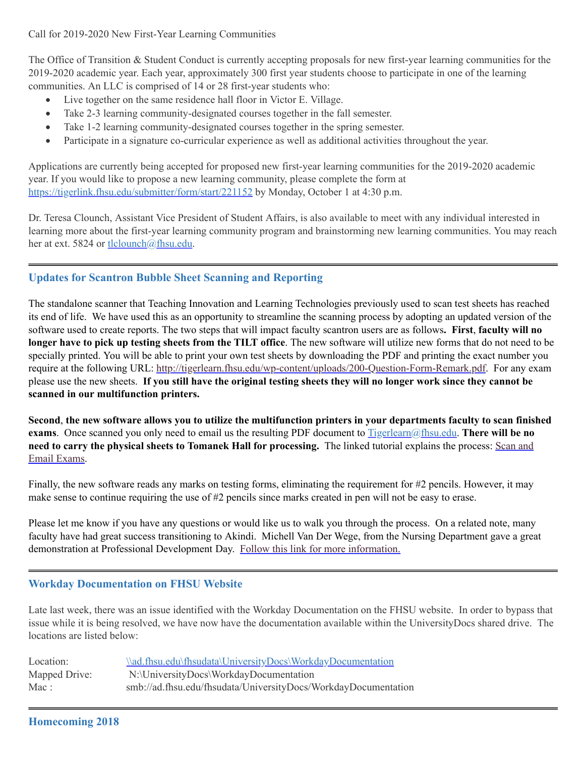Call for 2019-2020 New First-Year Learning Communities

The Office of Transition & Student Conduct is currently accepting proposals for new first-year learning communities for the 2019-2020 academic year. Each year, approximately 300 first year students choose to participate in one of the learning communities. An LLC is comprised of 14 or 28 first-year students who:

- Live together on the same residence hall floor in Victor E. Village.
- Take 2-3 learning community-designated courses together in the fall semester.
- Take 1-2 learning community-designated courses together in the spring semester.
- Participate in a signature co-curricular experience as well as additional activities throughout the year.

Applications are currently being accepted for proposed new first-year learning communities for the 2019-2020 academic year. If you would like to propose a new learning community, please complete the form at https://tigerlink.fhsu.edu/submitter/form/start/221152 by Monday, October 1 at 4:30 p.m.

Dr. Teresa Clounch, Assistant Vice President of Student Affairs, is also available to meet with any individual interested in learning more about the first-year learning community program and brainstorming new learning communities. You may reach her at ext. 5824 or tlclounch@fhsu.edu.

---

## Updates for Scantron Bubble Sheet Scanning and Reporting

The standalone scanner that Teaching Innovation and Learning Technologies previously used to scan test sheets has reached its end of life. We have used this as an opportunity to streamline the scanning process by adopting an updated version of the software used to create reports. The two steps that will impact faculty scantron users are as follows**. First**, **faculty will no longer have to pick up testing sheets from the TILT office**. The new software will utilize new forms that do not need to be specially printed. You will be able to print your own test sheets by downloading the PDF and printing the exact number you require at the following URL: http://tigerlearn.fhsu.edu/wp-content/uploads/200-Question-Form-Remark.pdf. For any exam please use the new sheets. **If you still have the original testing sheets they will no longer work since they cannot be scanned in our multifunction printers.**

**Second**, **the new software allows you to utilize the multifunction printers in your departments faculty to scan finished exams**. Once scanned you only need to email us the resulting PDF document to Tigerlearn@fhsu.edu. **There will be no need to carry the physical sheets to Tomanek Hall for processing.** The linked tutorial explains the process: Scan and Email Exams.

Finally, the new software reads any marks on testing forms, eliminating the requirement for #2 pencils. However, it may make sense to continue requiring the use of #2 pencils since marks created in pen will not be easy to erase.

Please let me know if you have any questions or would like us to walk you through the process. On a related note, many faculty have had great success transitioning to Akindi. Michell Van Der Wege, from the Nursing Department gave a great demonstration at Professional Development Day. Follow this link for more information.

---

## Workday Documentation on FHSU Website

Late last week, there was an issue identified with the Workday Documentation on the FHSU website. In order to bypass that issue while it is being resolved, we have now have the documentation available within the UniversityDocs shared drive. The locations are listed below:

| | |
|---|---|
| Location: | \\ad.fhsu.edu\fhsudata\UniversityDocs\WorkdayDocumentation |
| Mapped Drive: | N:\UniversityDocs\WorkdayDocumentation |
| Mac : | smb://ad.fhsu.edu/fhsudata/UniversityDocs/WorkdayDocumentation |

---

## Homecoming 2018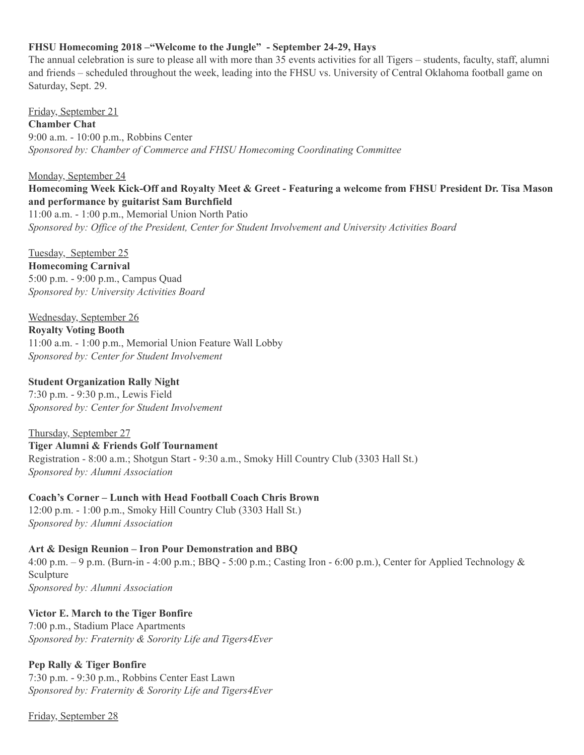**FHSU Homecoming 2018 –"Welcome to the Jungle" - September 24-29, Hays**

The annual celebration is sure to please all with more than 35 events activities for all Tigers – students, faculty, staff, alumni and friends – scheduled throughout the week, leading into the FHSU vs. University of Central Oklahoma football game on Saturday, Sept. 29.

<u>Friday, September 21</u>

**Chamber Chat**
9:00 a.m. - 10:00 p.m., Robbins Center
*Sponsored by: Chamber of Commerce and FHSU Homecoming Coordinating Committee*

<u>Monday, September 24</u>

**Homecoming Week Kick-Off and Royalty Meet & Greet - Featuring a welcome from FHSU President Dr. Tisa Mason and performance by guitarist Sam Burchfield**
11:00 a.m. - 1:00 p.m., Memorial Union North Patio
*Sponsored by: Office of the President, Center for Student Involvement and University Activities Board*

<u>Tuesday, September 25</u>

**Homecoming Carnival**
5:00 p.m. - 9:00 p.m., Campus Quad
*Sponsored by: University Activities Board*

<u>Wednesday, September 26</u>

**Royalty Voting Booth**
11:00 a.m. - 1:00 p.m., Memorial Union Feature Wall Lobby
*Sponsored by: Center for Student Involvement*

**Student Organization Rally Night**
7:30 p.m. - 9:30 p.m., Lewis Field
*Sponsored by: Center for Student Involvement*

<u>Thursday, September 27</u>

**Tiger Alumni & Friends Golf Tournament**
Registration - 8:00 a.m.; Shotgun Start - 9:30 a.m., Smoky Hill Country Club (3303 Hall St.)
*Sponsored by: Alumni Association*

**Coach's Corner – Lunch with Head Football Coach Chris Brown**
12:00 p.m. - 1:00 p.m., Smoky Hill Country Club (3303 Hall St.)
*Sponsored by: Alumni Association*

**Art & Design Reunion – Iron Pour Demonstration and BBQ**
4:00 p.m. – 9 p.m. (Burn-in - 4:00 p.m.; BBQ - 5:00 p.m.; Casting Iron - 6:00 p.m.), Center for Applied Technology & Sculpture
*Sponsored by: Alumni Association*

**Victor E. March to the Tiger Bonfire**
7:00 p.m., Stadium Place Apartments
*Sponsored by: Fraternity & Sorority Life and Tigers4Ever*

**Pep Rally & Tiger Bonfire**
7:30 p.m. - 9:30 p.m., Robbins Center East Lawn
*Sponsored by: Fraternity & Sorority Life and Tigers4Ever*

<u>Friday, September 28</u>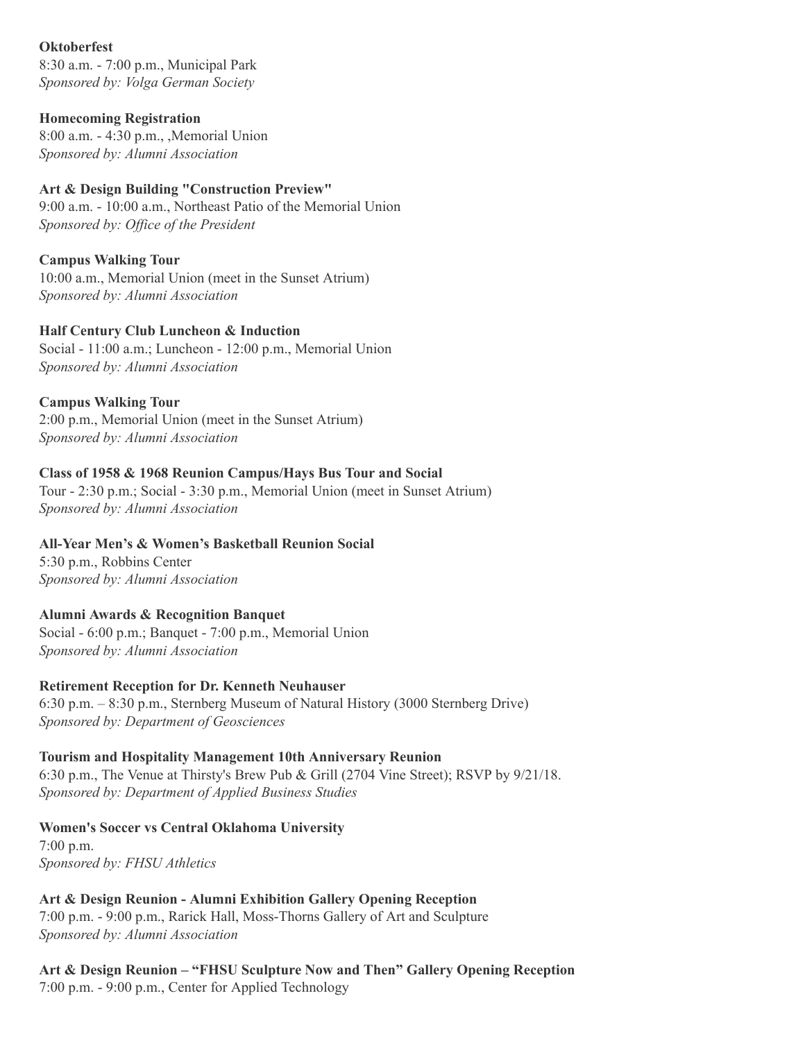**Oktoberfest**
8:30 a.m. - 7:00 p.m., Municipal Park
*Sponsored by: Volga German Society*

**Homecoming Registration**
8:00 a.m. - 4:30 p.m., ,Memorial Union
*Sponsored by: Alumni Association*

**Art & Design Building "Construction Preview"**
9:00 a.m. - 10:00 a.m., Northeast Patio of the Memorial Union
*Sponsored by: Office of the President*

**Campus Walking Tour**
10:00 a.m., Memorial Union (meet in the Sunset Atrium)
*Sponsored by: Alumni Association*

**Half Century Club Luncheon & Induction**
Social - 11:00 a.m.; Luncheon - 12:00 p.m., Memorial Union
*Sponsored by: Alumni Association*

**Campus Walking Tour**
2:00 p.m., Memorial Union (meet in the Sunset Atrium)
*Sponsored by: Alumni Association*

**Class of 1958 & 1968 Reunion Campus/Hays Bus Tour and Social**
Tour - 2:30 p.m.; Social - 3:30 p.m., Memorial Union (meet in Sunset Atrium)
*Sponsored by: Alumni Association*

**All-Year Men's & Women's Basketball Reunion Social**
5:30 p.m., Robbins Center
*Sponsored by: Alumni Association*

**Alumni Awards & Recognition Banquet**
Social - 6:00 p.m.; Banquet - 7:00 p.m., Memorial Union
*Sponsored by: Alumni Association*

**Retirement Reception for Dr. Kenneth Neuhauser**
6:30 p.m. – 8:30 p.m., Sternberg Museum of Natural History (3000 Sternberg Drive)
*Sponsored by: Department of Geosciences*

**Tourism and Hospitality Management 10th Anniversary Reunion**
6:30 p.m., The Venue at Thirsty's Brew Pub & Grill (2704 Vine Street); RSVP by 9/21/18.
*Sponsored by: Department of Applied Business Studies*

**Women's Soccer vs Central Oklahoma University**
7:00 p.m.
*Sponsored by: FHSU Athletics*

**Art & Design Reunion - Alumni Exhibition Gallery Opening Reception**
7:00 p.m. - 9:00 p.m., Rarick Hall, Moss-Thorns Gallery of Art and Sculpture
*Sponsored by: Alumni Association*

**Art & Design Reunion – "FHSU Sculpture Now and Then" Gallery Opening Reception**
7:00 p.m. - 9:00 p.m., Center for Applied Technology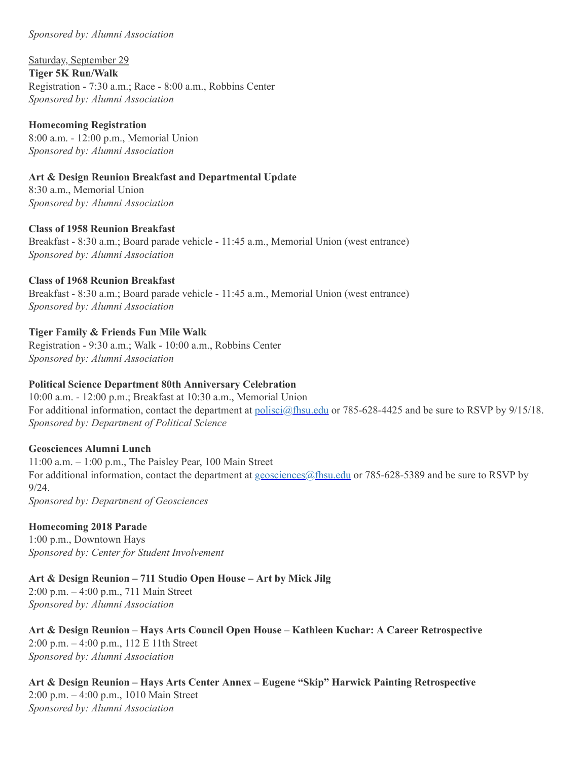*Sponsored by: Alumni Association*

Saturday, September 29

**Tiger 5K Run/Walk**
Registration - 7:30 a.m.; Race - 8:00 a.m., Robbins Center
*Sponsored by: Alumni Association*

**Homecoming Registration**
8:00 a.m. - 12:00 p.m., Memorial Union
*Sponsored by: Alumni Association*

**Art & Design Reunion Breakfast and Departmental Update**
8:30 a.m., Memorial Union
*Sponsored by: Alumni Association*

**Class of 1958 Reunion Breakfast**
Breakfast - 8:30 a.m.; Board parade vehicle - 11:45 a.m., Memorial Union (west entrance)
*Sponsored by: Alumni Association*

**Class of 1968 Reunion Breakfast**
Breakfast - 8:30 a.m.; Board parade vehicle - 11:45 a.m., Memorial Union (west entrance)
*Sponsored by: Alumni Association*

**Tiger Family & Friends Fun Mile Walk**
Registration - 9:30 a.m.; Walk - 10:00 a.m., Robbins Center
*Sponsored by: Alumni Association*

**Political Science Department 80th Anniversary Celebration**
10:00 a.m. - 12:00 p.m.; Breakfast at 10:30 a.m., Memorial Union
For additional information, contact the department at polisci@fhsu.edu or 785-628-4425 and be sure to RSVP by 9/15/18.
*Sponsored by: Department of Political Science*

**Geosciences Alumni Lunch**
11:00 a.m. – 1:00 p.m., The Paisley Pear, 100 Main Street
For additional information, contact the department at geosciences@fhsu.edu or 785-628-5389 and be sure to RSVP by 9/24.
*Sponsored by: Department of Geosciences*

**Homecoming 2018 Parade**
1:00 p.m., Downtown Hays
*Sponsored by: Center for Student Involvement*

**Art & Design Reunion – 711 Studio Open House – Art by Mick Jilg**
2:00 p.m. – 4:00 p.m., 711 Main Street
*Sponsored by: Alumni Association*

**Art & Design Reunion – Hays Arts Council Open House – Kathleen Kuchar: A Career Retrospective**
2:00 p.m. – 4:00 p.m., 112 E 11th Street
*Sponsored by: Alumni Association*

**Art & Design Reunion – Hays Arts Center Annex – Eugene "Skip" Harwick Painting Retrospective**
2:00 p.m. – 4:00 p.m., 1010 Main Street
*Sponsored by: Alumni Association*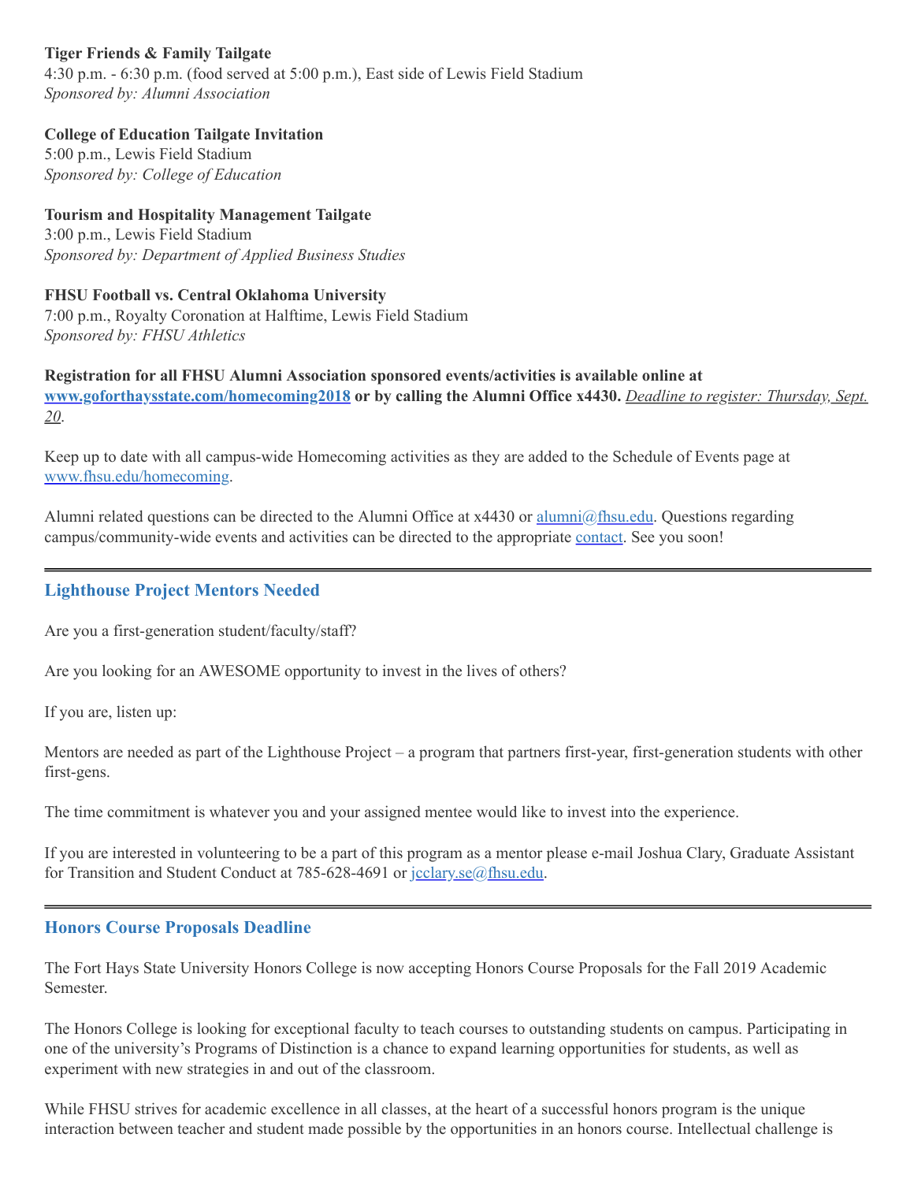**Tiger Friends & Family Tailgate**
4:30 p.m. - 6:30 p.m. (food served at 5:00 p.m.), East side of Lewis Field Stadium
*Sponsored by: Alumni Association*

**College of Education Tailgate Invitation**
5:00 p.m., Lewis Field Stadium
*Sponsored by: College of Education*

**Tourism and Hospitality Management Tailgate**
3:00 p.m., Lewis Field Stadium
*Sponsored by: Department of Applied Business Studies*

**FHSU Football vs. Central Oklahoma University**
7:00 p.m., Royalty Coronation at Halftime, Lewis Field Stadium
*Sponsored by: FHSU Athletics*

**Registration for all FHSU Alumni Association sponsored events/activities is available online at [www.goforthaysstate.com/homecoming2018](www.goforthaysstate.com/homecoming2018) or by calling the Alumni Office x4430.** *Deadline to register: Thursday, Sept. 20*.

Keep up to date with all campus-wide Homecoming activities as they are added to the Schedule of Events page at [www.fhsu.edu/homecoming](www.fhsu.edu/homecoming).

Alumni related questions can be directed to the Alumni Office at x4430 or [alumni@fhsu.edu](mailto:alumni@fhsu.edu). Questions regarding campus/community-wide events and activities can be directed to the appropriate contact. See you soon!

---

## Lighthouse Project Mentors Needed

Are you a first-generation student/faculty/staff?

Are you looking for an AWESOME opportunity to invest in the lives of others?

If you are, listen up:

Mentors are needed as part of the Lighthouse Project – a program that partners first-year, first-generation students with other first-gens.

The time commitment is whatever you and your assigned mentee would like to invest into the experience.

If you are interested in volunteering to be a part of this program as a mentor please e-mail Joshua Clary, Graduate Assistant for Transition and Student Conduct at 785-628-4691 or [jcclary.se@fhsu.edu](mailto:jcclary.se@fhsu.edu).

---

## Honors Course Proposals Deadline

The Fort Hays State University Honors College is now accepting Honors Course Proposals for the Fall 2019 Academic Semester.

The Honors College is looking for exceptional faculty to teach courses to outstanding students on campus. Participating in one of the university's Programs of Distinction is a chance to expand learning opportunities for students, as well as experiment with new strategies in and out of the classroom.

While FHSU strives for academic excellence in all classes, at the heart of a successful honors program is the unique interaction between teacher and student made possible by the opportunities in an honors course. Intellectual challenge is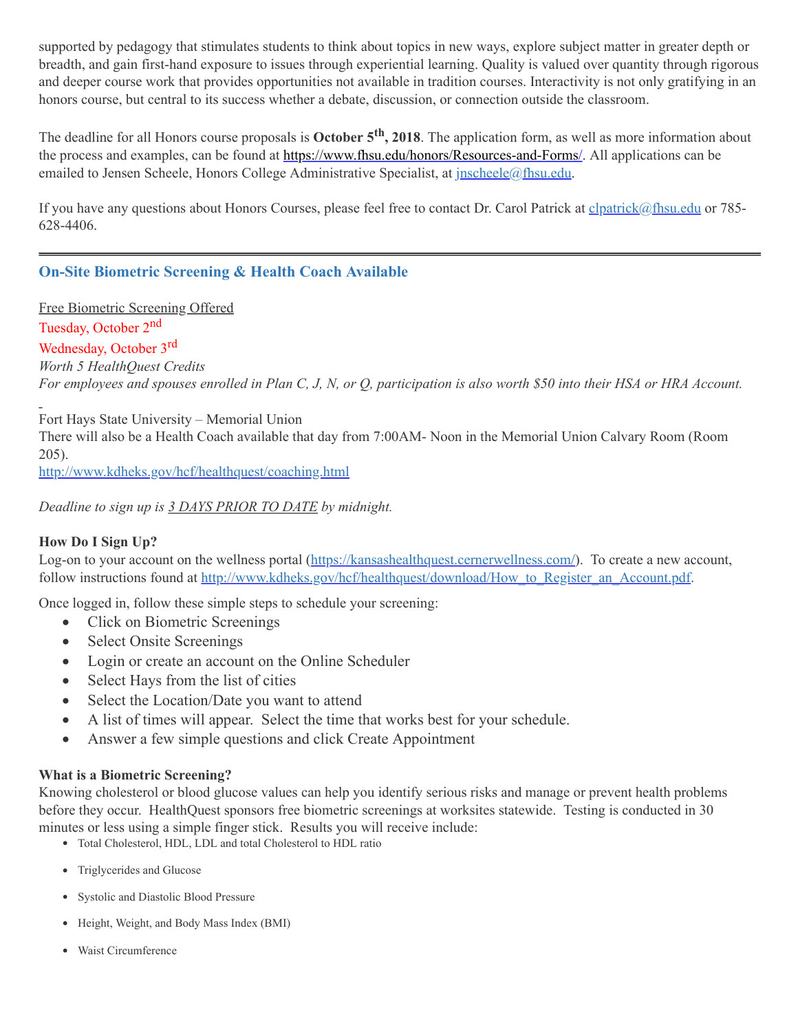supported by pedagogy that stimulates students to think about topics in new ways, explore subject matter in greater depth or breadth, and gain first-hand exposure to issues through experiential learning. Quality is valued over quantity through rigorous and deeper course work that provides opportunities not available in tradition courses. Interactivity is not only gratifying in an honors course, but central to its success whether a debate, discussion, or connection outside the classroom.

The deadline for all Honors course proposals is **October 5th, 2018**. The application form, as well as more information about the process and examples, can be found at https://www.fhsu.edu/honors/Resources-and-Forms/. All applications can be emailed to Jensen Scheele, Honors College Administrative Specialist, at jnscheele@fhsu.edu.

If you have any questions about Honors Courses, please feel free to contact Dr. Carol Patrick at clpatrick@fhsu.edu or 785-628-4406.

---

## On-Site Biometric Screening & Health Coach Available

Free Biometric Screening Offered
Tuesday, October 2nd
Wednesday, October 3rd
*Worth 5 HealthQuest Credits*
*For employees and spouses enrolled in Plan C, J, N, or Q, participation is also worth $50 into their HSA or HRA Account.*

Fort Hays State University – Memorial Union
There will also be a Health Coach available that day from 7:00AM- Noon in the Memorial Union Calvary Room (Room 205).
http://www.kdheks.gov/hcf/healthquest/coaching.html

*Deadline to sign up is 3 DAYS PRIOR TO DATE by midnight.*

**How Do I Sign Up?**
Log-on to your account on the wellness portal (https://kansashealthquest.cernerwellness.com/). To create a new account, follow instructions found at http://www.kdheks.gov/hcf/healthquest/download/How_to_Register_an_Account.pdf.

Once logged in, follow these simple steps to schedule your screening:

- Click on Biometric Screenings
- Select Onsite Screenings
- Login or create an account on the Online Scheduler
- Select Hays from the list of cities
- Select the Location/Date you want to attend
- A list of times will appear. Select the time that works best for your schedule.
- Answer a few simple questions and click Create Appointment

**What is a Biometric Screening?**
Knowing cholesterol or blood glucose values can help you identify serious risks and manage or prevent health problems before they occur. HealthQuest sponsors free biometric screenings at worksites statewide. Testing is conducted in 30 minutes or less using a simple finger stick. Results you will receive include:

- Total Cholesterol, HDL, LDL and total Cholesterol to HDL ratio
- Triglycerides and Glucose
- Systolic and Diastolic Blood Pressure
- Height, Weight, and Body Mass Index (BMI)
- Waist Circumference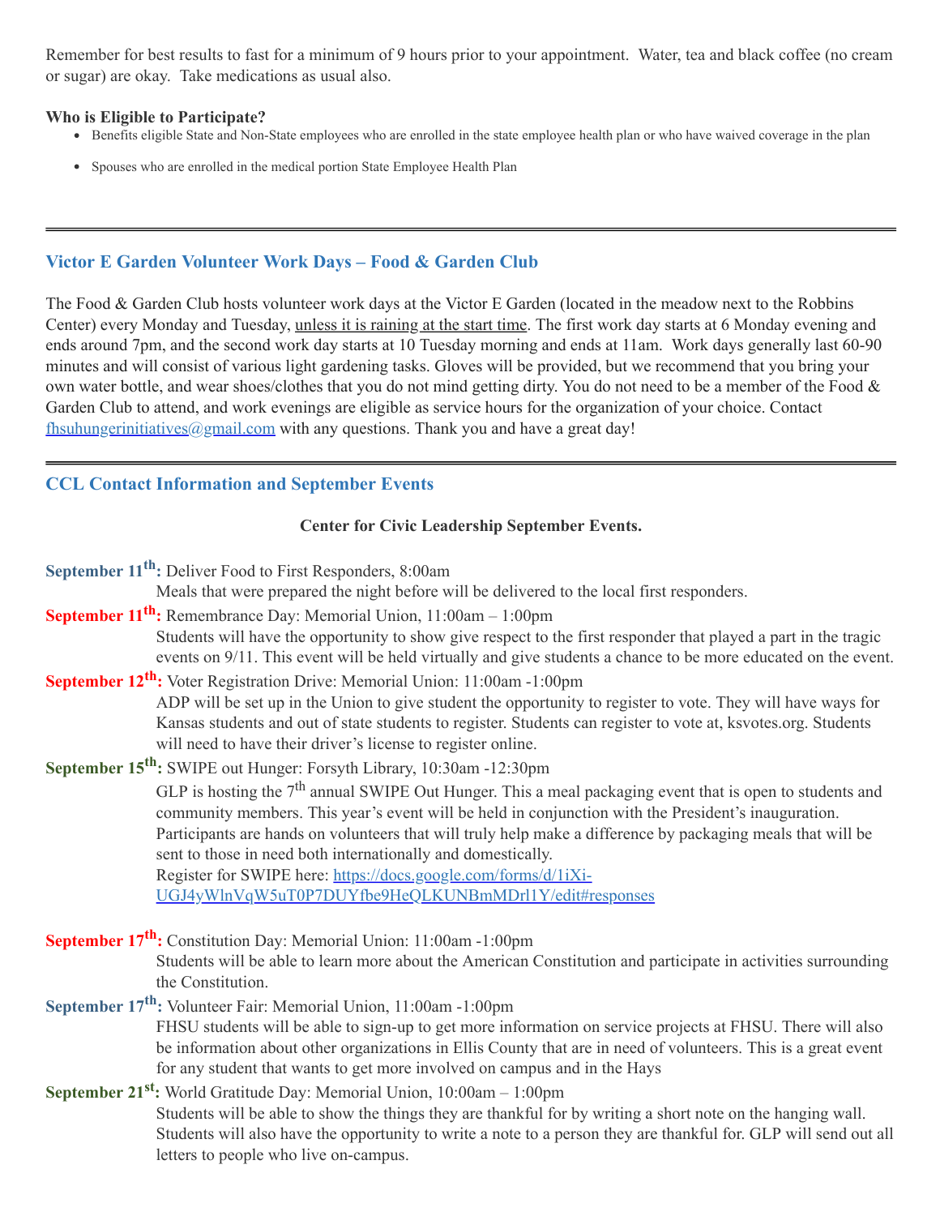Remember for best results to fast for a minimum of 9 hours prior to your appointment. Water, tea and black coffee (no cream or sugar) are okay. Take medications as usual also.

**Who is Eligible to Participate?**

- Benefits eligible State and Non-State employees who are enrolled in the state employee health plan or who have waived coverage in the plan
- Spouses who are enrolled in the medical portion State Employee Health Plan

---

## Victor E Garden Volunteer Work Days – Food & Garden Club

The Food & Garden Club hosts volunteer work days at the Victor E Garden (located in the meadow next to the Robbins Center) every Monday and Tuesday, unless it is raining at the start time. The first work day starts at 6 Monday evening and ends around 7pm, and the second work day starts at 10 Tuesday morning and ends at 11am. Work days generally last 60-90 minutes and will consist of various light gardening tasks. Gloves will be provided, but we recommend that you bring your own water bottle, and wear shoes/clothes that you do not mind getting dirty. You do not need to be a member of the Food & Garden Club to attend, and work evenings are eligible as service hours for the organization of your choice. Contact fhsuhungerinitiatives@gmail.com with any questions. Thank you and have a great day!

---

## CCL Contact Information and September Events

**Center for Civic Leadership September Events.**

**September 11th:** Deliver Food to First Responders, 8:00am
Meals that were prepared the night before will be delivered to the local first responders.

**September 11th:** Remembrance Day: Memorial Union, 11:00am – 1:00pm
Students will have the opportunity to show give respect to the first responder that played a part in the tragic events on 9/11. This event will be held virtually and give students a chance to be more educated on the event.

**September 12th:** Voter Registration Drive: Memorial Union: 11:00am -1:00pm
ADP will be set up in the Union to give student the opportunity to register to vote. They will have ways for Kansas students and out of state students to register. Students can register to vote at, ksvotes.org. Students will need to have their driver's license to register online.

**September 15th:** SWIPE out Hunger: Forsyth Library, 10:30am -12:30pm
GLP is hosting the 7th annual SWIPE Out Hunger. This a meal packaging event that is open to students and community members. This year's event will be held in conjunction with the President's inauguration. Participants are hands on volunteers that will truly help make a difference by packaging meals that will be sent to those in need both internationally and domestically.
Register for SWIPE here: https://docs.google.com/forms/d/1iXi-UGJ4yWlnVqW5uT0P7DUYfbe9HeQLKUNBmMDrl1Y/edit#responses

**September 17th:** Constitution Day: Memorial Union: 11:00am -1:00pm
Students will be able to learn more about the American Constitution and participate in activities surrounding the Constitution.

**September 17th:** Volunteer Fair: Memorial Union, 11:00am -1:00pm
FHSU students will be able to sign-up to get more information on service projects at FHSU. There will also be information about other organizations in Ellis County that are in need of volunteers. This is a great event for any student that wants to get more involved on campus and in the Hays

**September 21st:** World Gratitude Day: Memorial Union, 10:00am – 1:00pm
Students will be able to show the things they are thankful for by writing a short note on the hanging wall. Students will also have the opportunity to write a note to a person they are thankful for. GLP will send out all letters to people who live on-campus.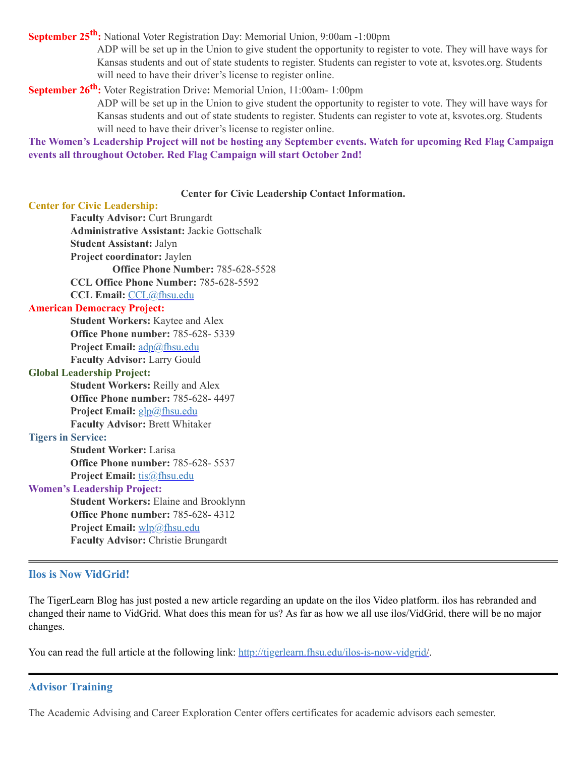**September 25th:** National Voter Registration Day: Memorial Union, 9:00am -1:00pm

ADP will be set up in the Union to give student the opportunity to register to vote. They will have ways for Kansas students and out of state students to register. Students can register to vote at, ksvotes.org. Students will need to have their driver's license to register online.

**September 26th:** Voter Registration Drive**:** Memorial Union, 11:00am- 1:00pm

ADP will be set up in the Union to give student the opportunity to register to vote. They will have ways for Kansas students and out of state students to register. Students can register to vote at, ksvotes.org. Students will need to have their driver's license to register online.

**The Women's Leadership Project will not be hosting any September events. Watch for upcoming Red Flag Campaign events all throughout October. Red Flag Campaign will start October 2nd!**

**Center for Civic Leadership Contact Information.**

**Center for Civic Leadership:**

**Faculty Advisor:** Curt Brungardt
**Administrative Assistant:** Jackie Gottschalk
**Student Assistant:** Jalyn
**Project coordinator:** Jaylen
**Office Phone Number:** 785-628-5528
**CCL Office Phone Number:** 785-628-5592
**CCL Email:** CCL@fhsu.edu

**American Democracy Project:**

**Student Workers:** Kaytee and Alex
**Office Phone number:** 785-628- 5339
**Project Email:** adp@fhsu.edu
**Faculty Advisor:** Larry Gould

**Global Leadership Project:**

**Student Workers:** Reilly and Alex
**Office Phone number:** 785-628- 4497
**Project Email:** glp@fhsu.edu
**Faculty Advisor:** Brett Whitaker

**Tigers in Service:**

**Student Worker:** Larisa
**Office Phone number:** 785-628- 5537
**Project Email:** tis@fhsu.edu

**Women's Leadership Project:**

**Student Workers:** Elaine and Brooklynn
**Office Phone number:** 785-628- 4312
**Project Email:** wlp@fhsu.edu
**Faculty Advisor:** Christie Brungardt

---

### Ilos is Now VidGrid!

The TigerLearn Blog has just posted a new article regarding an update on the ilos Video platform. ilos has rebranded and changed their name to VidGrid. What does this mean for us? As far as how we all use ilos/VidGrid, there will be no major changes.

You can read the full article at the following link: http://tigerlearn.fhsu.edu/ilos-is-now-vidgrid/.

---

### Advisor Training

The Academic Advising and Career Exploration Center offers certificates for academic advisors each semester.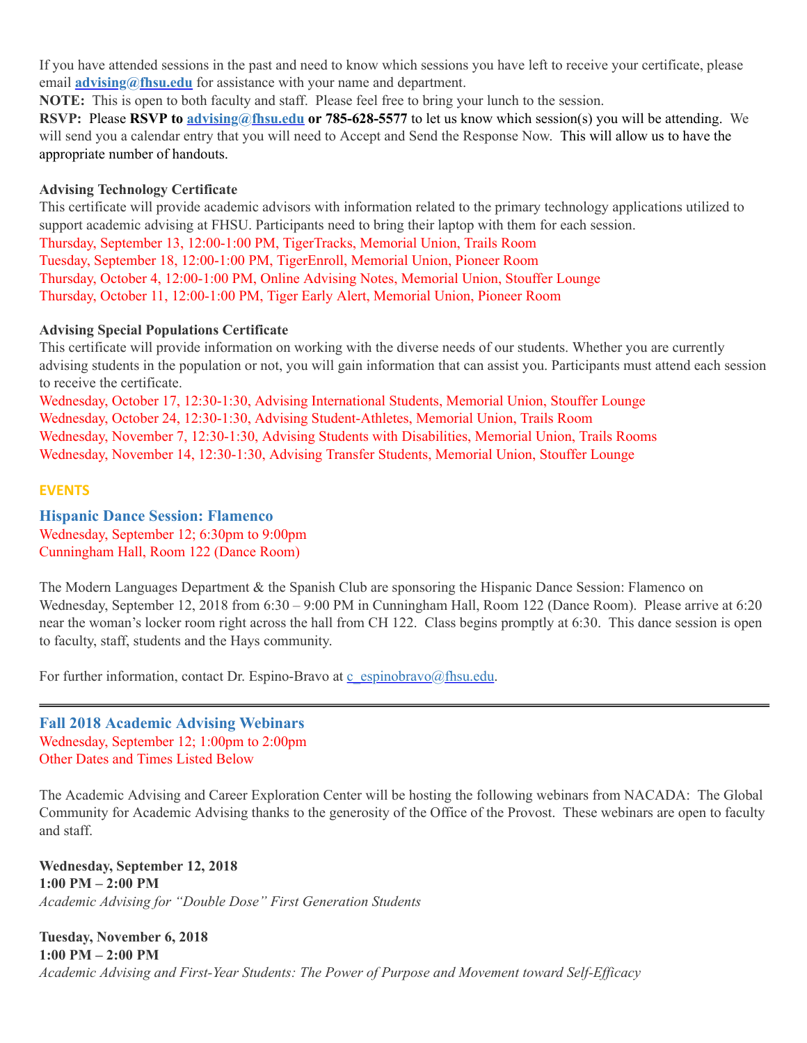If you have attended sessions in the past and need to know which sessions you have left to receive your certificate, please email **advising@fhsu.edu** for assistance with your name and department.

**NOTE:** This is open to both faculty and staff. Please feel free to bring your lunch to the session.

**RSVP:** Please **RSVP to advising@fhsu.edu or 785-628-5577** to let us know which session(s) you will be attending. We will send you a calendar entry that you will need to Accept and Send the Response Now. This will allow us to have the appropriate number of handouts.

**Advising Technology Certificate**

This certificate will provide academic advisors with information related to the primary technology applications utilized to support academic advising at FHSU. Participants need to bring their laptop with them for each session.

Thursday, September 13, 12:00-1:00 PM, TigerTracks, Memorial Union, Trails Room
Tuesday, September 18, 12:00-1:00 PM, TigerEnroll, Memorial Union, Pioneer Room
Thursday, October 4, 12:00-1:00 PM, Online Advising Notes, Memorial Union, Stouffer Lounge
Thursday, October 11, 12:00-1:00 PM, Tiger Early Alert, Memorial Union, Pioneer Room

**Advising Special Populations Certificate**

This certificate will provide information on working with the diverse needs of our students. Whether you are currently advising students in the population or not, you will gain information that can assist you. Participants must attend each session to receive the certificate.

Wednesday, October 17, 12:30-1:30, Advising International Students, Memorial Union, Stouffer Lounge
Wednesday, October 24, 12:30-1:30, Advising Student-Athletes, Memorial Union, Trails Room
Wednesday, November 7, 12:30-1:30, Advising Students with Disabilities, Memorial Union, Trails Rooms
Wednesday, November 14, 12:30-1:30, Advising Transfer Students, Memorial Union, Stouffer Lounge

## EVENTS

### Hispanic Dance Session: Flamenco

Wednesday, September 12; 6:30pm to 9:00pm
Cunningham Hall, Room 122 (Dance Room)

The Modern Languages Department & the Spanish Club are sponsoring the Hispanic Dance Session: Flamenco on Wednesday, September 12, 2018 from 6:30 – 9:00 PM in Cunningham Hall, Room 122 (Dance Room). Please arrive at 6:20 near the woman's locker room right across the hall from CH 122. Class begins promptly at 6:30. This dance session is open to faculty, staff, students and the Hays community.

For further information, contact Dr. Espino-Bravo at c_espinobravo@fhsu.edu.

---

### Fall 2018 Academic Advising Webinars

Wednesday, September 12; 1:00pm to 2:00pm
Other Dates and Times Listed Below

The Academic Advising and Career Exploration Center will be hosting the following webinars from NACADA: The Global Community for Academic Advising thanks to the generosity of the Office of the Provost. These webinars are open to faculty and staff.

**Wednesday, September 12, 2018**
**1:00 PM – 2:00 PM**
*Academic Advising for "Double Dose" First Generation Students*

**Tuesday, November 6, 2018**
**1:00 PM – 2:00 PM**
*Academic Advising and First-Year Students: The Power of Purpose and Movement toward Self-Efficacy*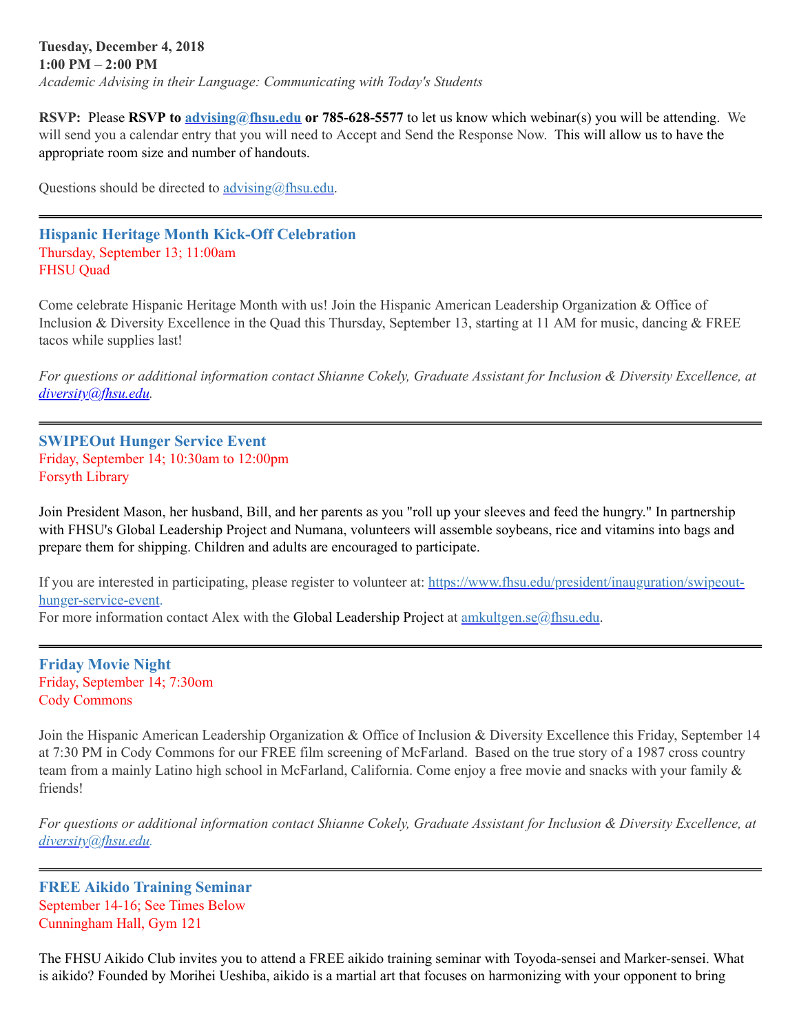**Tuesday, December 4, 2018**
**1:00 PM – 2:00 PM**
*Academic Advising in their Language: Communicating with Today's Students*

**RSVP:** Please **RSVP to advising@fhsu.edu or 785-628-5577** to let us know which webinar(s) you will be attending. We will send you a calendar entry that you will need to Accept and Send the Response Now. This will allow us to have the appropriate room size and number of handouts.

Questions should be directed to advising@fhsu.edu.

---

### Hispanic Heritage Month Kick-Off Celebration

Thursday, September 13; 11:00am
FHSU Quad

Come celebrate Hispanic Heritage Month with us! Join the Hispanic American Leadership Organization & Office of Inclusion & Diversity Excellence in the Quad this Thursday, September 13, starting at 11 AM for music, dancing & FREE tacos while supplies last!

*For questions or additional information contact Shianne Cokely, Graduate Assistant for Inclusion & Diversity Excellence, at diversity@fhsu.edu.*

---

### SWIPEOut Hunger Service Event

Friday, September 14; 10:30am to 12:00pm
Forsyth Library

Join President Mason, her husband, Bill, and her parents as you "roll up your sleeves and feed the hungry." In partnership with FHSU's Global Leadership Project and Numana, volunteers will assemble soybeans, rice and vitamins into bags and prepare them for shipping. Children and adults are encouraged to participate.

If you are interested in participating, please register to volunteer at: https://www.fhsu.edu/president/inauguration/swipeout-hunger-service-event.
For more information contact Alex with the Global Leadership Project at amkultgen.se@fhsu.edu.

---

### Friday Movie Night

Friday, September 14; 7:30om
Cody Commons

Join the Hispanic American Leadership Organization & Office of Inclusion & Diversity Excellence this Friday, September 14 at 7:30 PM in Cody Commons for our FREE film screening of McFarland. Based on the true story of a 1987 cross country team from a mainly Latino high school in McFarland, California. Come enjoy a free movie and snacks with your family & friends!

*For questions or additional information contact Shianne Cokely, Graduate Assistant for Inclusion & Diversity Excellence, at diversity@fhsu.edu.*

---

### FREE Aikido Training Seminar

September 14-16; See Times Below
Cunningham Hall, Gym 121

The FHSU Aikido Club invites you to attend a FREE aikido training seminar with Toyoda-sensei and Marker-sensei. What is aikido? Founded by Morihei Ueshiba, aikido is a martial art that focuses on harmonizing with your opponent to bring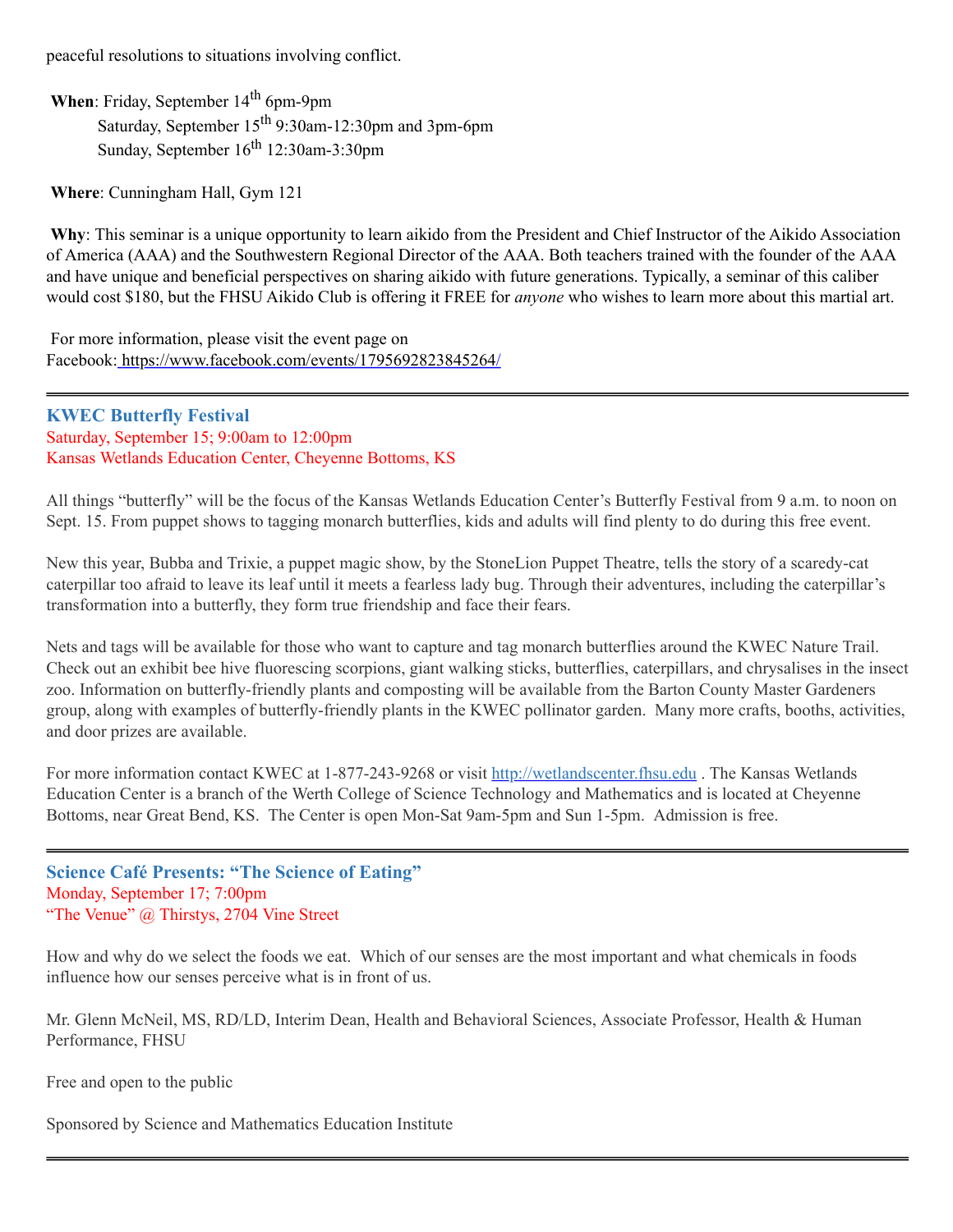peaceful resolutions to situations involving conflict.

**When**: Friday, September 14th 6pm-9pm
Saturday, September 15th 9:30am-12:30pm and 3pm-6pm
Sunday, September 16th 12:30am-3:30pm

**Where**: Cunningham Hall, Gym 121

**Why**: This seminar is a unique opportunity to learn aikido from the President and Chief Instructor of the Aikido Association of America (AAA) and the Southwestern Regional Director of the AAA. Both teachers trained with the founder of the AAA and have unique and beneficial perspectives on sharing aikido with future generations. Typically, a seminar of this caliber would cost $180, but the FHSU Aikido Club is offering it FREE for *anyone* who wishes to learn more about this martial art.

For more information, please visit the event page on Facebook: https://www.facebook.com/events/1795692823845264/

---

### KWEC Butterfly Festival

Saturday, September 15; 9:00am to 12:00pm
Kansas Wetlands Education Center, Cheyenne Bottoms, KS

All things "butterfly" will be the focus of the Kansas Wetlands Education Center's Butterfly Festival from 9 a.m. to noon on Sept. 15. From puppet shows to tagging monarch butterflies, kids and adults will find plenty to do during this free event.

New this year, Bubba and Trixie, a puppet magic show, by the StoneLion Puppet Theatre, tells the story of a scaredy-cat caterpillar too afraid to leave its leaf until it meets a fearless lady bug. Through their adventures, including the caterpillar's transformation into a butterfly, they form true friendship and face their fears.

Nets and tags will be available for those who want to capture and tag monarch butterflies around the KWEC Nature Trail. Check out an exhibit bee hive fluorescing scorpions, giant walking sticks, butterflies, caterpillars, and chrysalises in the insect zoo. Information on butterfly-friendly plants and composting will be available from the Barton County Master Gardeners group, along with examples of butterfly-friendly plants in the KWEC pollinator garden. Many more crafts, booths, activities, and door prizes are available.

For more information contact KWEC at 1-877-243-9268 or visit http://wetlandscenter.fhsu.edu . The Kansas Wetlands Education Center is a branch of the Werth College of Science Technology and Mathematics and is located at Cheyenne Bottoms, near Great Bend, KS. The Center is open Mon-Sat 9am-5pm and Sun 1-5pm. Admission is free.

---

### Science Café Presents: "The Science of Eating"

Monday, September 17; 7:00pm
"The Venue" @ Thirstys, 2704 Vine Street

How and why do we select the foods we eat. Which of our senses are the most important and what chemicals in foods influence how our senses perceive what is in front of us.

Mr. Glenn McNeil, MS, RD/LD, Interim Dean, Health and Behavioral Sciences, Associate Professor, Health & Human Performance, FHSU

Free and open to the public

Sponsored by Science and Mathematics Education Institute

---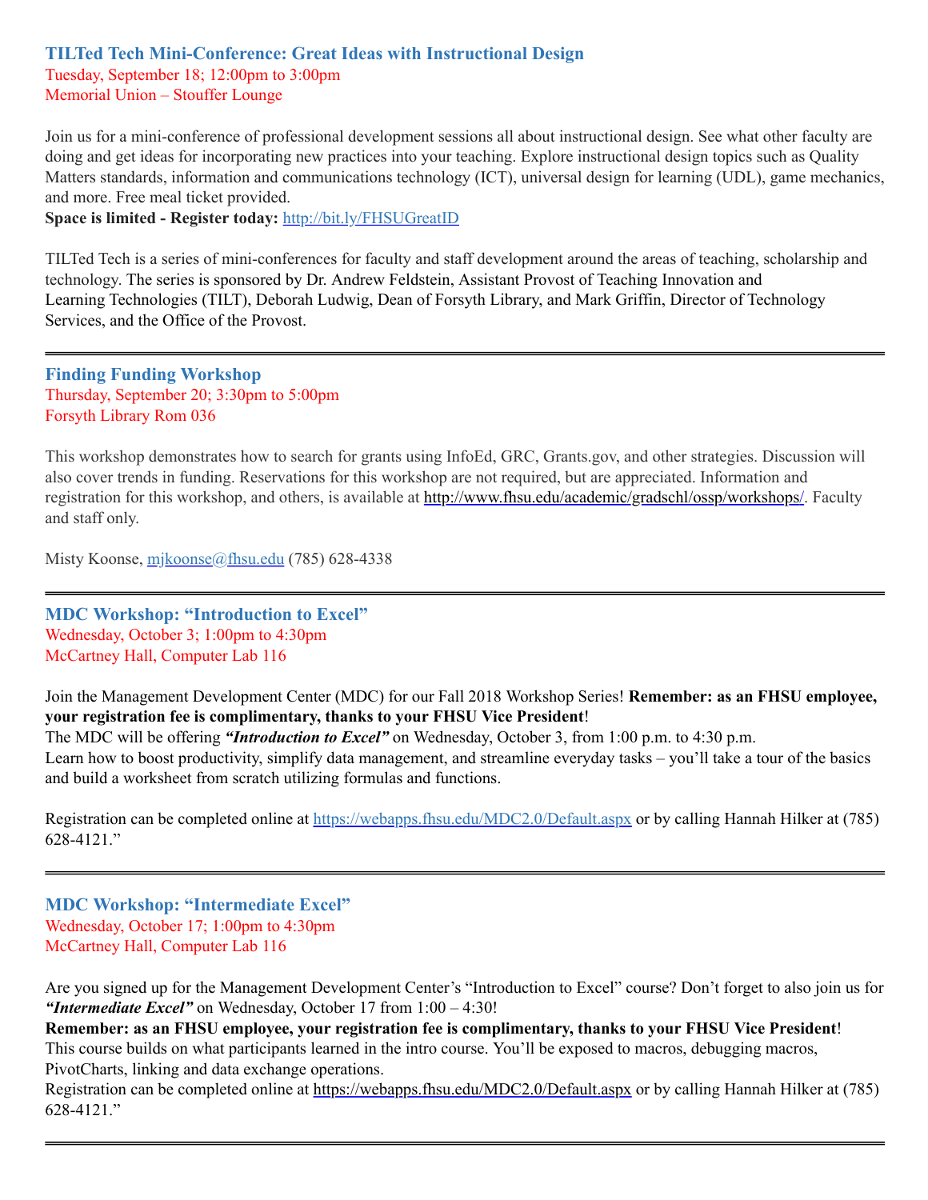### TILTed Tech Mini-Conference: Great Ideas with Instructional Design

Tuesday, September 18; 12:00pm to 3:00pm
Memorial Union – Stouffer Lounge

Join us for a mini-conference of professional development sessions all about instructional design. See what other faculty are doing and get ideas for incorporating new practices into your teaching. Explore instructional design topics such as Quality Matters standards, information and communications technology (ICT), universal design for learning (UDL), game mechanics, and more. Free meal ticket provided.

**Space is limited - Register today:** http://bit.ly/FHSUGreatID

TILTed Tech is a series of mini-conferences for faculty and staff development around the areas of teaching, scholarship and technology. The series is sponsored by Dr. Andrew Feldstein, Assistant Provost of Teaching Innovation and Learning Technologies (TILT), Deborah Ludwig, Dean of Forsyth Library, and Mark Griffin, Director of Technology Services, and the Office of the Provost.

---

### Finding Funding Workshop

Thursday, September 20; 3:30pm to 5:00pm
Forsyth Library Rom 036

This workshop demonstrates how to search for grants using InfoEd, GRC, Grants.gov, and other strategies. Discussion will also cover trends in funding. Reservations for this workshop are not required, but are appreciated. Information and registration for this workshop, and others, is available at http://www.fhsu.edu/academic/gradschl/ossp/workshops/. Faculty and staff only.

Misty Koonse, mjkoonse@fhsu.edu (785) 628-4338

---

### MDC Workshop: "Introduction to Excel"

Wednesday, October 3; 1:00pm to 4:30pm
McCartney Hall, Computer Lab 116

Join the Management Development Center (MDC) for our Fall 2018 Workshop Series! **Remember: as an FHSU employee, your registration fee is complimentary, thanks to your FHSU Vice President**!
The MDC will be offering ***"Introduction to Excel"*** on Wednesday, October 3, from 1:00 p.m. to 4:30 p.m.
Learn how to boost productivity, simplify data management, and streamline everyday tasks – you'll take a tour of the basics and build a worksheet from scratch utilizing formulas and functions.

Registration can be completed online at https://webapps.fhsu.edu/MDC2.0/Default.aspx or by calling Hannah Hilker at (785) 628-4121."

---

### MDC Workshop: "Intermediate Excel"

Wednesday, October 17; 1:00pm to 4:30pm
McCartney Hall, Computer Lab 116

Are you signed up for the Management Development Center's "Introduction to Excel" course? Don't forget to also join us for ***"Intermediate Excel"*** on Wednesday, October 17 from 1:00 – 4:30!
**Remember: as an FHSU employee, your registration fee is complimentary, thanks to your FHSU Vice President**!
This course builds on what participants learned in the intro course. You'll be exposed to macros, debugging macros, PivotCharts, linking and data exchange operations.
Registration can be completed online at https://webapps.fhsu.edu/MDC2.0/Default.aspx or by calling Hannah Hilker at (785) 628-4121."

---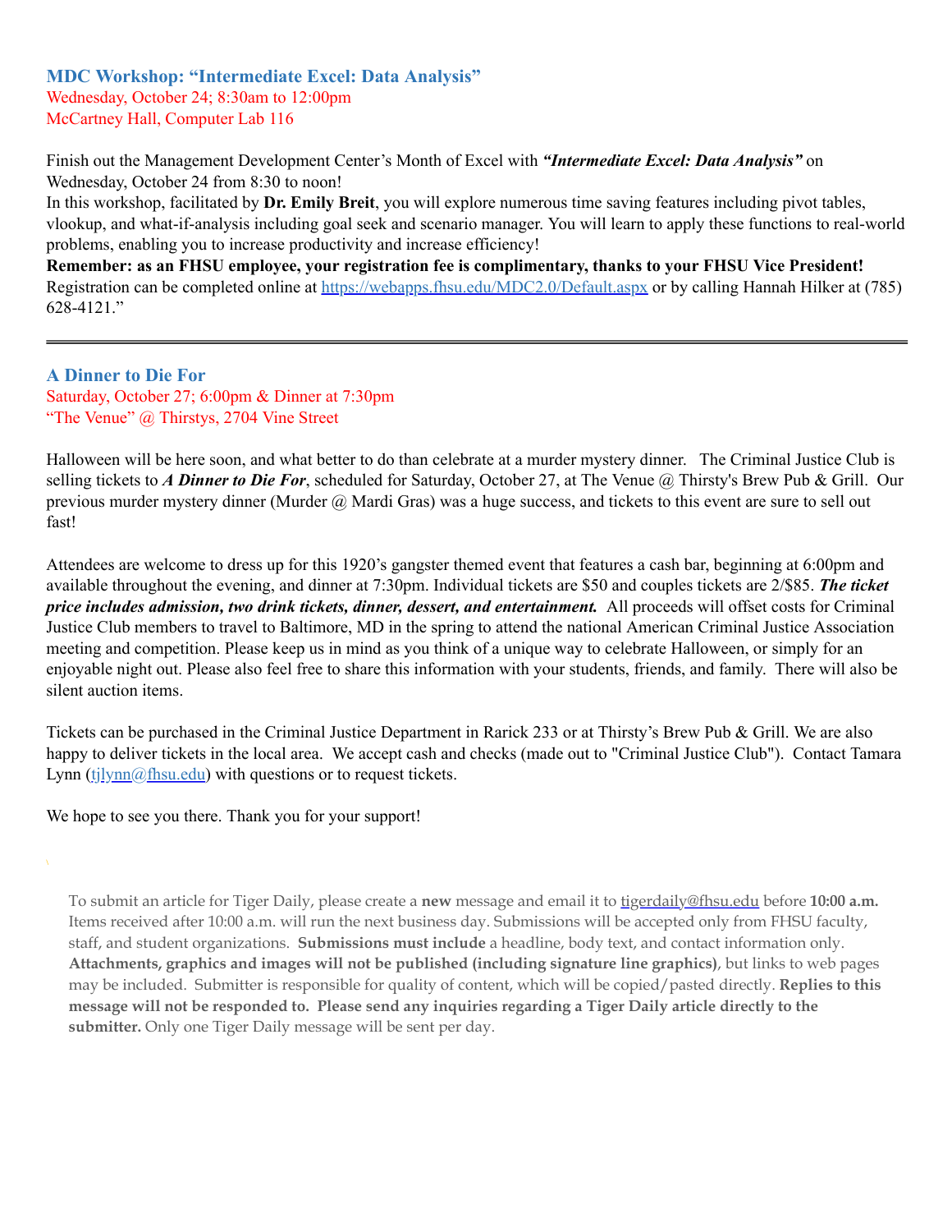### MDC Workshop: "Intermediate Excel: Data Analysis"

Wednesday, October 24; 8:30am to 12:00pm
McCartney Hall, Computer Lab 116

Finish out the Management Development Center's Month of Excel with ***"Intermediate Excel: Data Analysis"*** on Wednesday, October 24 from 8:30 to noon!
In this workshop, facilitated by **Dr. Emily Breit**, you will explore numerous time saving features including pivot tables, vlookup, and what-if-analysis including goal seek and scenario manager. You will learn to apply these functions to real-world problems, enabling you to increase productivity and increase efficiency!
**Remember: as an FHSU employee, your registration fee is complimentary, thanks to your FHSU Vice President!**
Registration can be completed online at https://webapps.fhsu.edu/MDC2.0/Default.aspx or by calling Hannah Hilker at (785) 628-4121."

---

### A Dinner to Die For

Saturday, October 27; 6:00pm & Dinner at 7:30pm
"The Venue" @ Thirstys, 2704 Vine Street

Halloween will be here soon, and what better to do than celebrate at a murder mystery dinner. The Criminal Justice Club is selling tickets to ***A Dinner to Die For***, scheduled for Saturday, October 27, at The Venue @ Thirsty's Brew Pub & Grill. Our previous murder mystery dinner (Murder @ Mardi Gras) was a huge success, and tickets to this event are sure to sell out fast!

Attendees are welcome to dress up for this 1920's gangster themed event that features a cash bar, beginning at 6:00pm and available throughout the evening, and dinner at 7:30pm. Individual tickets are $50 and couples tickets are 2/$85. ***The ticket price includes admission, two drink tickets, dinner, dessert, and entertainment.*** All proceeds will offset costs for Criminal Justice Club members to travel to Baltimore, MD in the spring to attend the national American Criminal Justice Association meeting and competition. Please keep us in mind as you think of a unique way to celebrate Halloween, or simply for an enjoyable night out. Please also feel free to share this information with your students, friends, and family. There will also be silent auction items.

Tickets can be purchased in the Criminal Justice Department in Rarick 233 or at Thirsty's Brew Pub & Grill. We are also happy to deliver tickets in the local area. We accept cash and checks (made out to "Criminal Justice Club"). Contact Tamara Lynn (tjlynn@fhsu.edu) with questions or to request tickets.

We hope to see you there. Thank you for your support!

To submit an article for Tiger Daily, please create a **new** message and email it to tigerdaily@fhsu.edu before **10:00 a.m.** Items received after 10:00 a.m. will run the next business day. Submissions will be accepted only from FHSU faculty, staff, and student organizations. **Submissions must include** a headline, body text, and contact information only. **Attachments, graphics and images will not be published (including signature line graphics)**, but links to web pages may be included. Submitter is responsible for quality of content, which will be copied/pasted directly. **Replies to this message will not be responded to. Please send any inquiries regarding a Tiger Daily article directly to the submitter.** Only one Tiger Daily message will be sent per day.